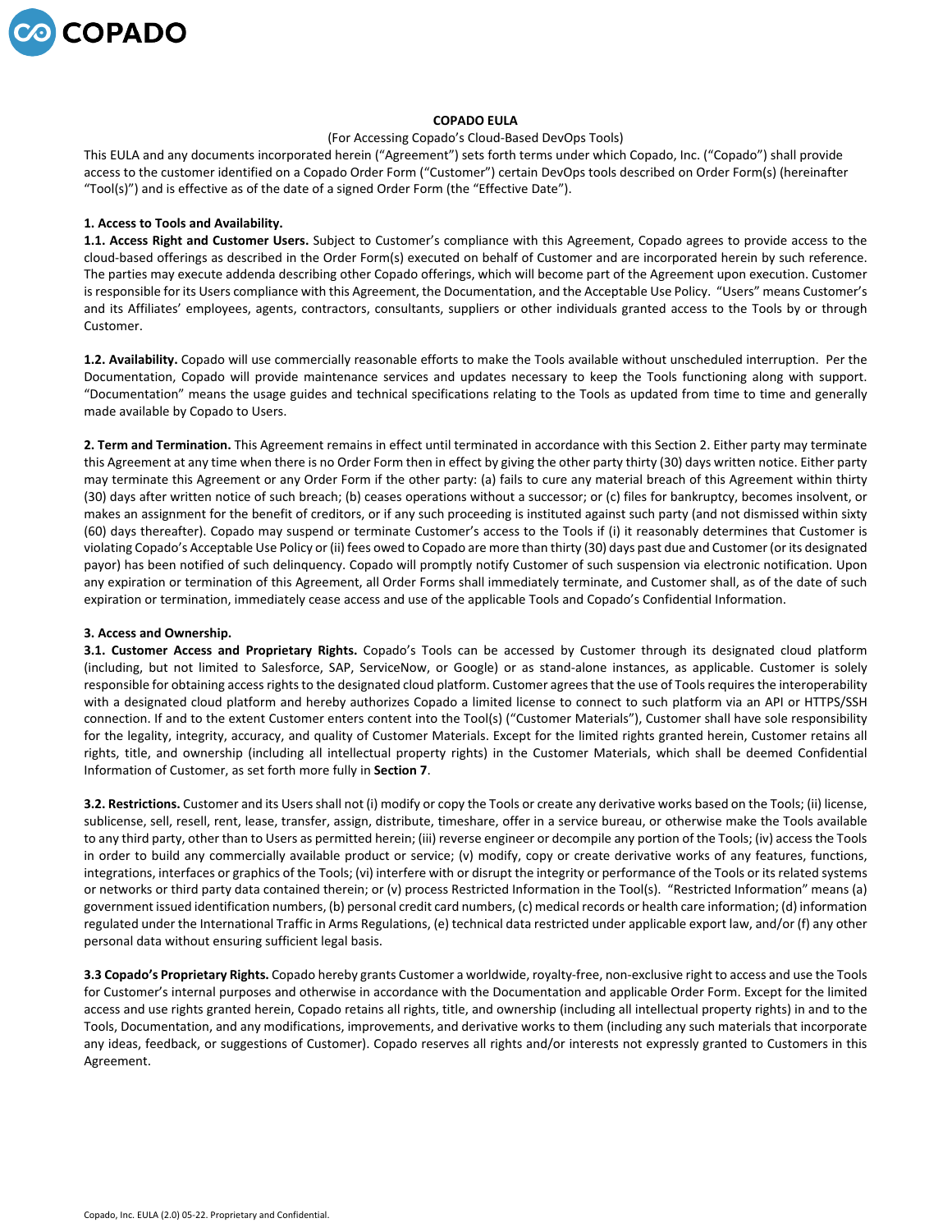# COPADO EULA

(For Accessing Copado's Cloud-Based DevOps Tools)

This EULA and any documents incorporated herein ("Agreement") sets forth terms under which Copado, Inc. ("Copado") shall provide access to the customer identified on a Copado Order Form ("Customer") certain DevOps tools described on Order Form(s) (hereinafter "Tool(s)") and is effective as of the date of a signed Order Form (the "Effective Date").

## 1. Access to Tools and Availability.

**1.1. Access Right and Customer Users.** Subject to Customer's compliance with this Agreement, Copado agrees to provide access to the cloud-based offerings as described in the Order Form(s) executed on behalf of Customer and are incorporated herein by such reference. The parties may execute addenda describing other Copado offerings, which will become part of the Agreement upon execution. Customer is responsible for its Users compliance with this Agreement, the Documentation, and the Acceptable Use Policy. "Users" means Customer's and its Affiliates' employees, agents, contractors, consultants, suppliers or other individuals granted access to the Tools by or through Customer.

**1.2. Availability.** Copado will use commercially reasonable efforts to make the Tools available without unscheduled interruption. Per the Documentation, Copado will provide maintenance services and updates necessary to keep the Tools functioning along with support. "Documentation" means the usage guides and technical specifications relating to the Tools as updated from time to time and generally made available by Copado to Users.

**2. Term and Termination.** This Agreement remains in effect until terminated in accordance with this Section 2. Either party may terminate this Agreement at any time when there is no Order Form then in effect by giving the other party thirty (30) days written notice. Either party may terminate this Agreement or any Order Form if the other party: (a) fails to cure any material breach of this Agreement within thirty (30) days after written notice of such breach; (b) ceases operations without a successor; or (c) files for bankruptcy, becomes insolvent, or makes an assignment for the benefit of creditors, or if any such proceeding is instituted against such party (and not dismissed within sixty (60) days thereafter). Copado may suspend or terminate Customer's access to the Tools if (i) it reasonably determines that Customer is violating Copado's Acceptable Use Policy or (ii) fees owed to Copado are more than thirty (30) days past due and Customer (or its designated payor) has been notified of such delinquency. Copado will promptly notify Customer of such suspension via electronic notification. Upon any expiration or termination of this Agreement, all Order Forms shall immediately terminate, and Customer shall, as of the date of such expiration or termination, immediately cease access and use of the applicable Tools and Copado's Confidential Information.

## 3. Access and Ownership.

**3.1. Customer Access and Proprietary Rights.** Copado's Tools can be accessed by Customer through its designated cloud platform (including, but not limited to Salesforce, SAP, ServiceNow, or Google) or as stand-alone instances, as applicable. Customer is solely responsible for obtaining access rights to the designated cloud platform. Customer agrees that the use of Tools requires the interoperability with a designated cloud platform and hereby authorizes Copado a limited license to connect to such platform via an API or HTTPS/SSH connection. If and to the extent Customer enters content into the Tool(s) ("Customer Materials"), Customer shall have sole responsibility for the legality, integrity, accuracy, and quality of Customer Materials. Except for the limited rights granted herein, Customer retains all rights, title, and ownership (including all intellectual property rights) in the Customer Materials, which shall be deemed Confidential Information of Customer, as set forth more fully in **Section 7**.

**3.2. Restrictions.** Customer and its Users shall not (i) modify or copy the Tools or create any derivative works based on the Tools; (ii) license, sublicense, sell, resell, rent, lease, transfer, assign, distribute, timeshare, offer in a service bureau, or otherwise make the Tools available to any third party, other than to Users as permitted herein; (iii) reverse engineer or decompile any portion of the Tools; (iv) access the Tools in order to build any commercially available product or service; (v) modify, copy or create derivative works of any features, functions, integrations, interfaces or graphics of the Tools; (vi) interfere with or disrupt the integrity or performance of the Tools or its related systems or networks or third party data contained therein; or (v) process Restricted Information in the Tool(s). "Restricted Information" means (a) government issued identification numbers, (b) personal credit card numbers, (c) medical records or health care information; (d) information regulated under the International Traffic in Arms Regulations, (e) technical data restricted under applicable export law, and/or (f) any other personal data without ensuring sufficient legal basis.

**3.3 Copado's Proprietary Rights.** Copado hereby grants Customer a worldwide, royalty-free, non-exclusive right to access and use the Tools for Customer's internal purposes and otherwise in accordance with the Documentation and applicable Order Form. Except for the limited access and use rights granted herein, Copado retains all rights, title, and ownership (including all intellectual property rights) in and to the Tools, Documentation, and any modifications, improvements, and derivative works to them (including any such materials that incorporate any ideas, feedback, or suggestions of Customer). Copado reserves all rights and/or interests not expressly granted to Customers in this Agreement.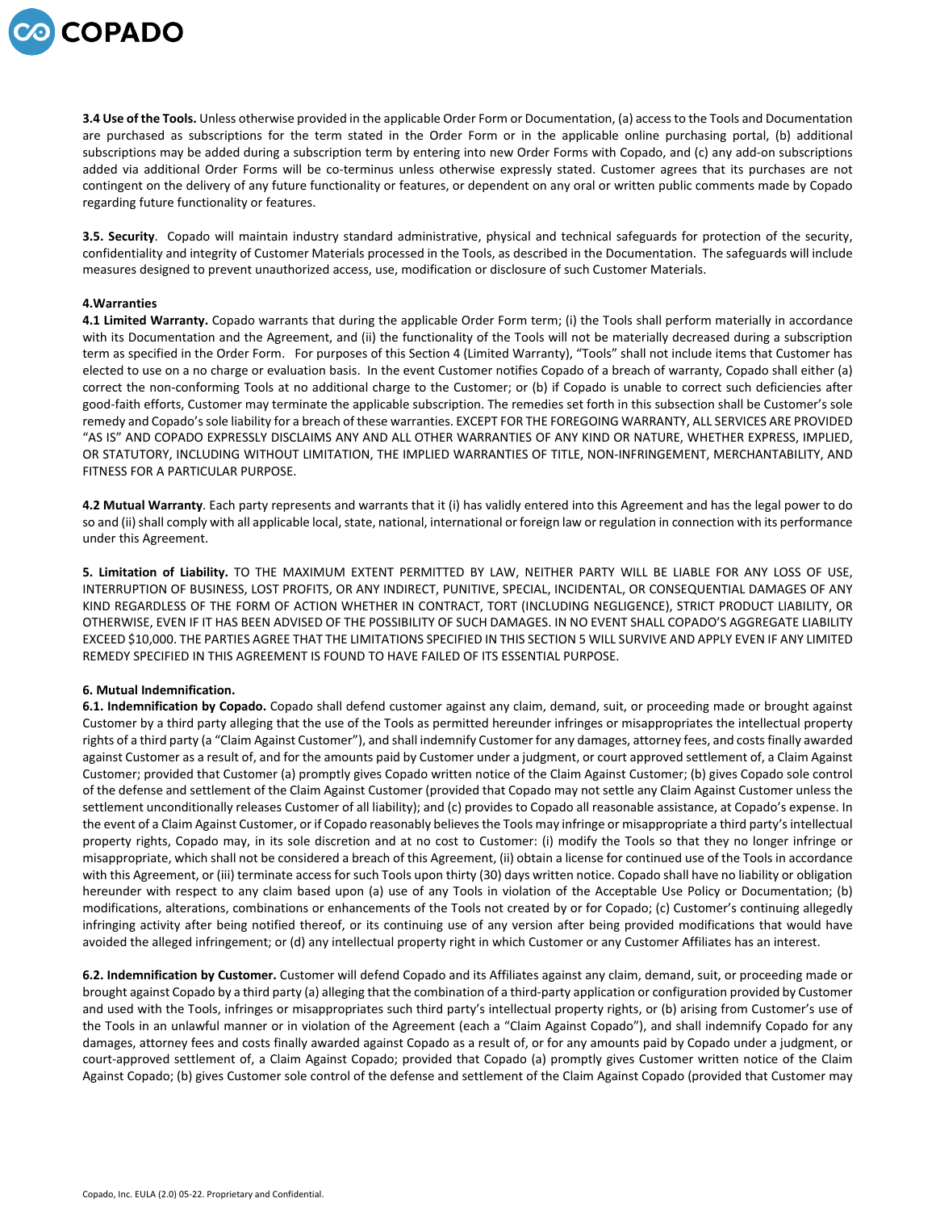**3.4 Use of the Tools.** Unless otherwise provided in the applicable Order Form or Documentation, (a) access to the Tools and Documentation are purchased as subscriptions for the term stated in the Order Form or in the applicable online purchasing portal, (b) additional subscriptions may be added during a subscription term by entering into new Order Forms with Copado, and (c) any add-on subscriptions added via additional Order Forms will be co-terminus unless otherwise expressly stated. Customer agrees that its purchases are not contingent on the delivery of any future functionality or features, or dependent on any oral or written public comments made by Copado regarding future functionality or features.

**3.5. Security**. Copado will maintain industry standard administrative, physical and technical safeguards for protection of the security, confidentiality and integrity of Customer Materials processed in the Tools, as described in the Documentation. The safeguards will include measures designed to prevent unauthorized access, use, modification or disclosure of such Customer Materials.

**4.Warranties**

**4.1 Limited Warranty.** Copado warrants that during the applicable Order Form term; (i) the Tools shall perform materially in accordance with its Documentation and the Agreement, and (ii) the functionality of the Tools will not be materially decreased during a subscription term as specified in the Order Form. For purposes of this Section 4 (Limited Warranty), "Tools" shall not include items that Customer has elected to use on a no charge or evaluation basis. In the event Customer notifies Copado of a breach of warranty, Copado shall either (a) correct the non-conforming Tools at no additional charge to the Customer; or (b) if Copado is unable to correct such deficiencies after good-faith efforts, Customer may terminate the applicable subscription. The remedies set forth in this subsection shall be Customer's sole remedy and Copado's sole liability for a breach of these warranties. EXCEPT FOR THE FOREGOING WARRANTY, ALL SERVICES ARE PROVIDED "AS IS" AND COPADO EXPRESSLY DISCLAIMS ANY AND ALL OTHER WARRANTIES OF ANY KIND OR NATURE, WHETHER EXPRESS, IMPLIED, OR STATUTORY, INCLUDING WITHOUT LIMITATION, THE IMPLIED WARRANTIES OF TITLE, NON-INFRINGEMENT, MERCHANTABILITY, AND FITNESS FOR A PARTICULAR PURPOSE.

**4.2 Mutual Warranty**. Each party represents and warrants that it (i) has validly entered into this Agreement and has the legal power to do so and (ii) shall comply with all applicable local, state, national, international or foreign law or regulation in connection with its performance under this Agreement.

**5. Limitation of Liability.** TO THE MAXIMUM EXTENT PERMITTED BY LAW, NEITHER PARTY WILL BE LIABLE FOR ANY LOSS OF USE, INTERRUPTION OF BUSINESS, LOST PROFITS, OR ANY INDIRECT, PUNITIVE, SPECIAL, INCIDENTAL, OR CONSEQUENTIAL DAMAGES OF ANY KIND REGARDLESS OF THE FORM OF ACTION WHETHER IN CONTRACT, TORT (INCLUDING NEGLIGENCE), STRICT PRODUCT LIABILITY, OR OTHERWISE, EVEN IF IT HAS BEEN ADVISED OF THE POSSIBILITY OF SUCH DAMAGES. IN NO EVENT SHALL COPADO'S AGGREGATE LIABILITY EXCEED $10,000. THE PARTIES AGREE THAT THE LIMITATIONS SPECIFIED IN THIS SECTION 5 WILL SURVIVE AND APPLY EVEN IF ANY LIMITED REMEDY SPECIFIED IN THIS AGREEMENT IS FOUND TO HAVE FAILED OF ITS ESSENTIAL PURPOSE.

**6. Mutual Indemnification.**

**6.1. Indemnification by Copado.** Copado shall defend customer against any claim, demand, suit, or proceeding made or brought against Customer by a third party alleging that the use of the Tools as permitted hereunder infringes or misappropriates the intellectual property rights of a third party (a "Claim Against Customer"), and shall indemnify Customer for any damages, attorney fees, and costs finally awarded against Customer as a result of, and for the amounts paid by Customer under a judgment, or court approved settlement of, a Claim Against Customer; provided that Customer (a) promptly gives Copado written notice of the Claim Against Customer; (b) gives Copado sole control of the defense and settlement of the Claim Against Customer (provided that Copado may not settle any Claim Against Customer unless the settlement unconditionally releases Customer of all liability); and (c) provides to Copado all reasonable assistance, at Copado's expense. In the event of a Claim Against Customer, or if Copado reasonably believes the Tools may infringe or misappropriate a third party's intellectual property rights, Copado may, in its sole discretion and at no cost to Customer: (i) modify the Tools so that they no longer infringe or misappropriate, which shall not be considered a breach of this Agreement, (ii) obtain a license for continued use of the Tools in accordance with this Agreement, or (iii) terminate access for such Tools upon thirty (30) days written notice. Copado shall have no liability or obligation hereunder with respect to any claim based upon (a) use of any Tools in violation of the Acceptable Use Policy or Documentation; (b) modifications, alterations, combinations or enhancements of the Tools not created by or for Copado; (c) Customer's continuing allegedly infringing activity after being notified thereof, or its continuing use of any version after being provided modifications that would have avoided the alleged infringement; or (d) any intellectual property right in which Customer or any Customer Affiliates has an interest.

**6.2. Indemnification by Customer.** Customer will defend Copado and its Affiliates against any claim, demand, suit, or proceeding made or brought against Copado by a third party (a) alleging that the combination of a third-party application or configuration provided by Customer and used with the Tools, infringes or misappropriates such third party's intellectual property rights, or (b) arising from Customer's use of the Tools in an unlawful manner or in violation of the Agreement (each a "Claim Against Copado"), and shall indemnify Copado for any damages, attorney fees and costs finally awarded against Copado as a result of, or for any amounts paid by Copado under a judgment, or court-approved settlement of, a Claim Against Copado; provided that Copado (a) promptly gives Customer written notice of the Claim Against Copado; (b) gives Customer sole control of the defense and settlement of the Claim Against Copado (provided that Customer may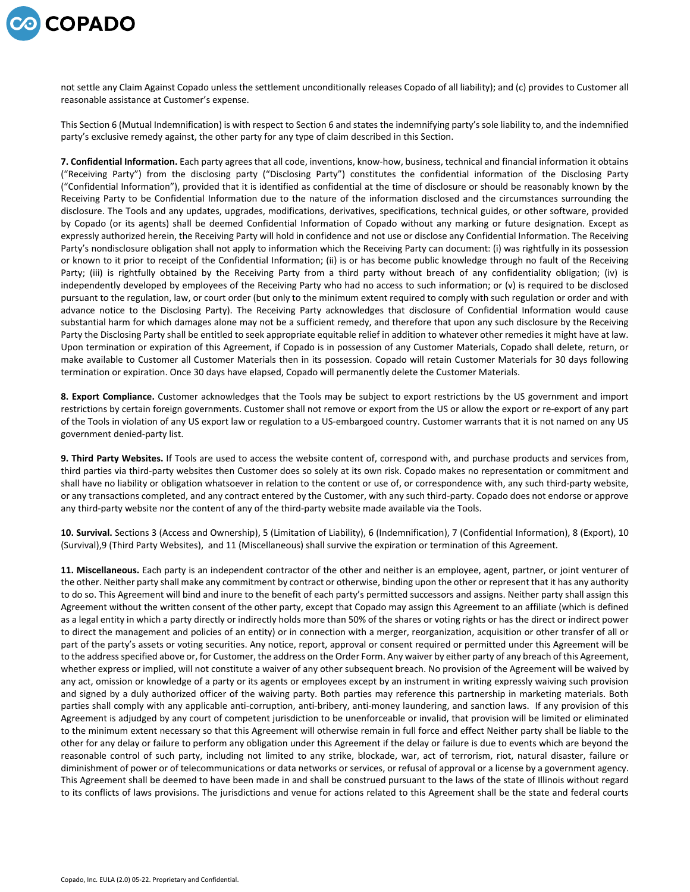not settle any Claim Against Copado unless the settlement unconditionally releases Copado of all liability); and (c) provides to Customer all reasonable assistance at Customer's expense.

This Section 6 (Mutual Indemnification) is with respect to Section 6 and states the indemnifying party's sole liability to, and the indemnified party's exclusive remedy against, the other party for any type of claim described in this Section.

**7. Confidential Information.** Each party agrees that all code, inventions, know-how, business, technical and financial information it obtains ("Receiving Party") from the disclosing party ("Disclosing Party") constitutes the confidential information of the Disclosing Party ("Confidential Information"), provided that it is identified as confidential at the time of disclosure or should be reasonably known by the Receiving Party to be Confidential Information due to the nature of the information disclosed and the circumstances surrounding the disclosure. The Tools and any updates, upgrades, modifications, derivatives, specifications, technical guides, or other software, provided by Copado (or its agents) shall be deemed Confidential Information of Copado without any marking or future designation. Except as expressly authorized herein, the Receiving Party will hold in confidence and not use or disclose any Confidential Information. The Receiving Party's nondisclosure obligation shall not apply to information which the Receiving Party can document: (i) was rightfully in its possession or known to it prior to receipt of the Confidential Information; (ii) is or has become public knowledge through no fault of the Receiving Party; (iii) is rightfully obtained by the Receiving Party from a third party without breach of any confidentiality obligation; (iv) is independently developed by employees of the Receiving Party who had no access to such information; or (v) is required to be disclosed pursuant to the regulation, law, or court order (but only to the minimum extent required to comply with such regulation or order and with advance notice to the Disclosing Party). The Receiving Party acknowledges that disclosure of Confidential Information would cause substantial harm for which damages alone may not be a sufficient remedy, and therefore that upon any such disclosure by the Receiving Party the Disclosing Party shall be entitled to seek appropriate equitable relief in addition to whatever other remedies it might have at law. Upon termination or expiration of this Agreement, if Copado is in possession of any Customer Materials, Copado shall delete, return, or make available to Customer all Customer Materials then in its possession. Copado will retain Customer Materials for 30 days following termination or expiration. Once 30 days have elapsed, Copado will permanently delete the Customer Materials.

**8. Export Compliance.** Customer acknowledges that the Tools may be subject to export restrictions by the US government and import restrictions by certain foreign governments. Customer shall not remove or export from the US or allow the export or re-export of any part of the Tools in violation of any US export law or regulation to a US-embargoed country. Customer warrants that it is not named on any US government denied-party list.

**9. Third Party Websites.** If Tools are used to access the website content of, correspond with, and purchase products and services from, third parties via third-party websites then Customer does so solely at its own risk. Copado makes no representation or commitment and shall have no liability or obligation whatsoever in relation to the content or use of, or correspondence with, any such third-party website, or any transactions completed, and any contract entered by the Customer, with any such third-party. Copado does not endorse or approve any third-party website nor the content of any of the third-party website made available via the Tools.

**10. Survival.** Sections 3 (Access and Ownership), 5 (Limitation of Liability), 6 (Indemnification), 7 (Confidential Information), 8 (Export), 10 (Survival),9 (Third Party Websites), and 11 (Miscellaneous) shall survive the expiration or termination of this Agreement.

**11. Miscellaneous.** Each party is an independent contractor of the other and neither is an employee, agent, partner, or joint venturer of the other. Neither party shall make any commitment by contract or otherwise, binding upon the other or represent that it has any authority to do so. This Agreement will bind and inure to the benefit of each party's permitted successors and assigns. Neither party shall assign this Agreement without the written consent of the other party, except that Copado may assign this Agreement to an affiliate (which is defined as a legal entity in which a party directly or indirectly holds more than 50% of the shares or voting rights or has the direct or indirect power to direct the management and policies of an entity) or in connection with a merger, reorganization, acquisition or other transfer of all or part of the party's assets or voting securities. Any notice, report, approval or consent required or permitted under this Agreement will be to the address specified above or, for Customer, the address on the Order Form. Any waiver by either party of any breach of this Agreement, whether express or implied, will not constitute a waiver of any other subsequent breach. No provision of the Agreement will be waived by any act, omission or knowledge of a party or its agents or employees except by an instrument in writing expressly waiving such provision and signed by a duly authorized officer of the waiving party. Both parties may reference this partnership in marketing materials. Both parties shall comply with any applicable anti-corruption, anti-bribery, anti-money laundering, and sanction laws. If any provision of this Agreement is adjudged by any court of competent jurisdiction to be unenforceable or invalid, that provision will be limited or eliminated to the minimum extent necessary so that this Agreement will otherwise remain in full force and effect Neither party shall be liable to the other for any delay or failure to perform any obligation under this Agreement if the delay or failure is due to events which are beyond the reasonable control of such party, including not limited to any strike, blockade, war, act of terrorism, riot, natural disaster, failure or diminishment of power or of telecommunications or data networks or services, or refusal of approval or a license by a government agency. This Agreement shall be deemed to have been made in and shall be construed pursuant to the laws of the state of Illinois without regard to its conflicts of laws provisions. The jurisdictions and venue for actions related to this Agreement shall be the state and federal courts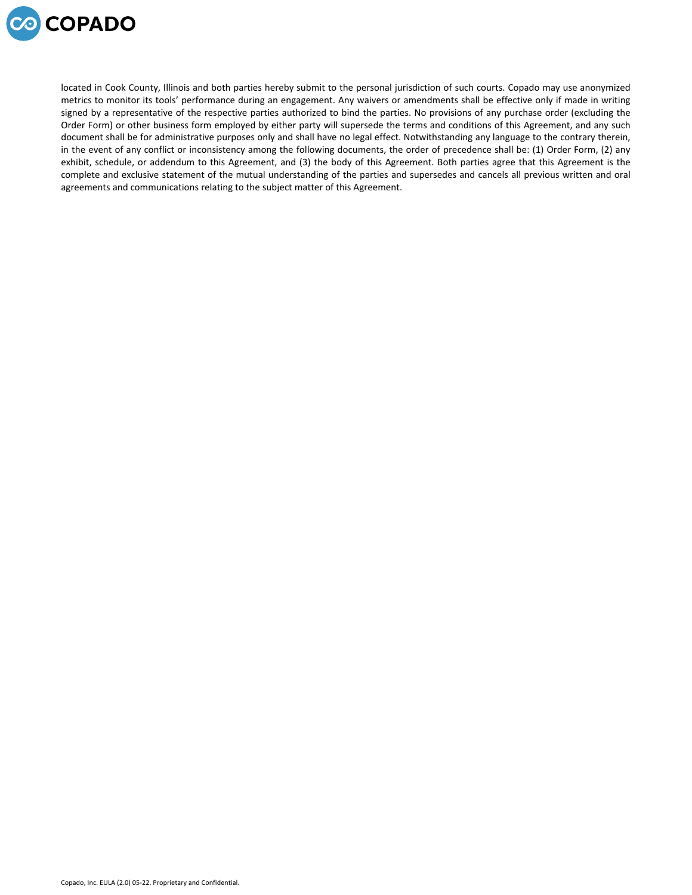located in Cook County, Illinois and both parties hereby submit to the personal jurisdiction of such courts. Copado may use anonymized metrics to monitor its tools' performance during an engagement. Any waivers or amendments shall be effective only if made in writing signed by a representative of the respective parties authorized to bind the parties. No provisions of any purchase order (excluding the Order Form) or other business form employed by either party will supersede the terms and conditions of this Agreement, and any such document shall be for administrative purposes only and shall have no legal effect. Notwithstanding any language to the contrary therein, in the event of any conflict or inconsistency among the following documents, the order of precedence shall be: (1) Order Form, (2) any exhibit, schedule, or addendum to this Agreement, and (3) the body of this Agreement. Both parties agree that this Agreement is the complete and exclusive statement of the mutual understanding of the parties and supersedes and cancels all previous written and oral agreements and communications relating to the subject matter of this Agreement.